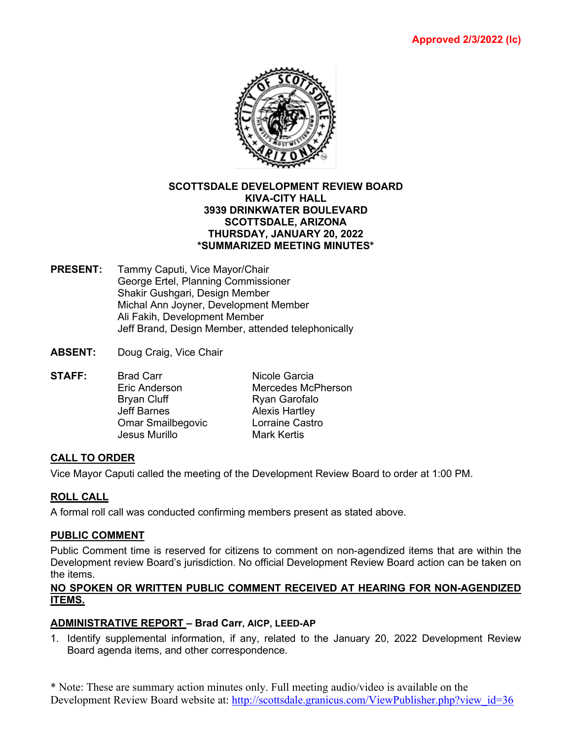**Approved 2/3/2022 (lc)**

**SCOTTSDALE DEVELOPMENT REVIEW BOARD**
**KIVA-CITY HALL**
**3939 DRINKWATER BOULEVARD**
**SCOTTSDALE, ARIZONA**
**THURSDAY, JANUARY 20, 2022**
**\*SUMMARIZED MEETING MINUTES\***

**PRESENT:** Tammy Caputi, Vice Mayor/Chair
George Ertel, Planning Commissioner
Shakir Gushgari, Design Member
Michal Ann Joyner, Development Member
Ali Fakih, Development Member
Jeff Brand, Design Member, attended telephonically

**ABSENT:** Doug Craig, Vice Chair

**STAFF:**

| | |
|---|---|
| Brad Carr | Nicole Garcia |
| Eric Anderson | Mercedes McPherson |
| Bryan Cluff | Ryan Garofalo |
| Jeff Barnes | Alexis Hartley |
| Omar Smailbegovic | Lorraine Castro |
| Jesus Murillo | Mark Kertis |

## CALL TO ORDER

Vice Mayor Caputi called the meeting of the Development Review Board to order at 1:00 PM.

## ROLL CALL

A formal roll call was conducted confirming members present as stated above.

## PUBLIC COMMENT

Public Comment time is reserved for citizens to comment on non-agendized items that are within the Development review Board's jurisdiction. No official Development Review Board action can be taken on the items.

**NO SPOKEN OR WRITTEN PUBLIC COMMENT RECEIVED AT HEARING FOR NON-AGENDIZED ITEMS.**

## ADMINISTRATIVE REPORT – Brad Carr, AICP, LEED-AP

1. Identify supplemental information, if any, related to the January 20, 2022 Development Review Board agenda items, and other correspondence.

\* Note: These are summary action minutes only. Full meeting audio/video is available on the Development Review Board website at: http://scottsdale.granicus.com/ViewPublisher.php?view_id=36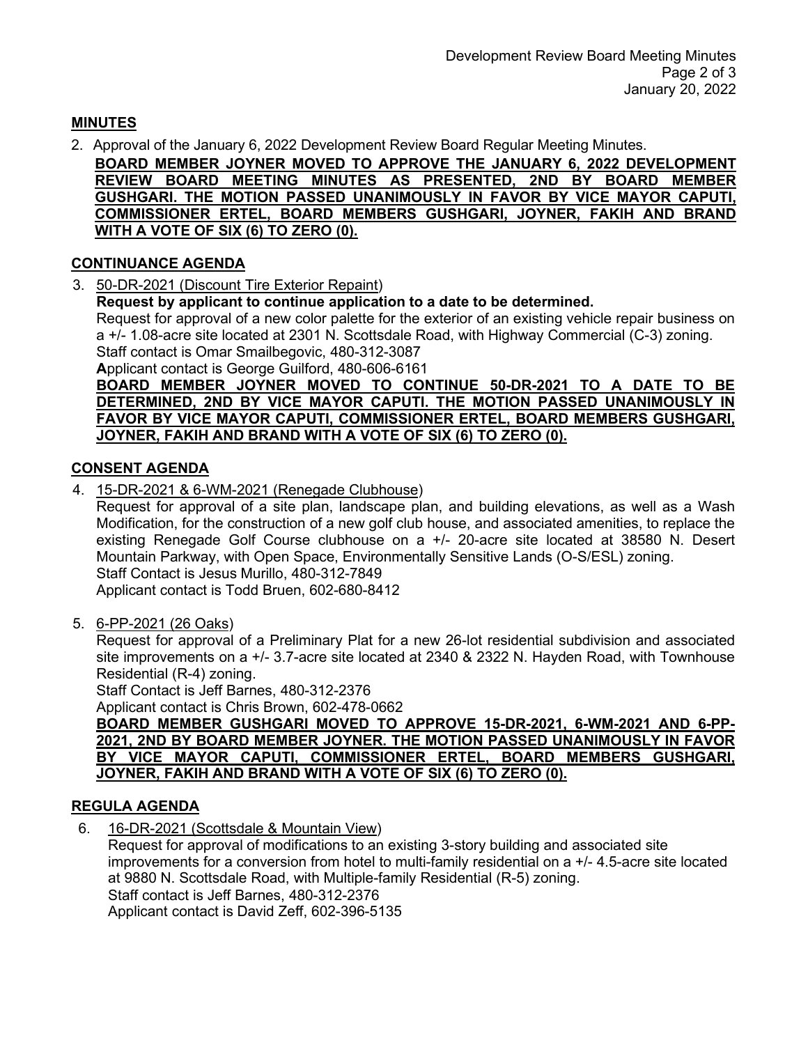## MINUTES

2. Approval of the January 6, 2022 Development Review Board Regular Meeting Minutes.

   **BOARD MEMBER JOYNER MOVED TO APPROVE THE JANUARY 6, 2022 DEVELOPMENT REVIEW BOARD MEETING MINUTES AS PRESENTED, 2ND BY BOARD MEMBER GUSHGARI. THE MOTION PASSED UNANIMOUSLY IN FAVOR BY VICE MAYOR CAPUTI, COMMISSIONER ERTEL, BOARD MEMBERS GUSHGARI, JOYNER, FAKIH AND BRAND WITH A VOTE OF SIX (6) TO ZERO (0).**

## CONTINUANCE AGENDA

3. 50-DR-2021 (Discount Tire Exterior Repaint)

   **Request by applicant to continue application to a date to be determined.**

   Request for approval of a new color palette for the exterior of an existing vehicle repair business on a +/- 1.08-acre site located at 2301 N. Scottsdale Road, with Highway Commercial (C-3) zoning.
   Staff contact is Omar Smailbegovic, 480-312-3087
   Applicant contact is George Guilford, 480-606-6161

   **BOARD MEMBER JOYNER MOVED TO CONTINUE 50-DR-2021 TO A DATE TO BE DETERMINED, 2ND BY VICE MAYOR CAPUTI. THE MOTION PASSED UNANIMOUSLY IN FAVOR BY VICE MAYOR CAPUTI, COMMISSIONER ERTEL, BOARD MEMBERS GUSHGARI, JOYNER, FAKIH AND BRAND WITH A VOTE OF SIX (6) TO ZERO (0).**

## CONSENT AGENDA

4. 15-DR-2021 & 6-WM-2021 (Renegade Clubhouse)

   Request for approval of a site plan, landscape plan, and building elevations, as well as a Wash Modification, for the construction of a new golf club house, and associated amenities, to replace the existing Renegade Golf Course clubhouse on a +/- 20-acre site located at 38580 N. Desert Mountain Parkway, with Open Space, Environmentally Sensitive Lands (O-S/ESL) zoning.
   Staff Contact is Jesus Murillo, 480-312-7849
   Applicant contact is Todd Bruen, 602-680-8412

5. 6-PP-2021 (26 Oaks)

   Request for approval of a Preliminary Plat for a new 26-lot residential subdivision and associated site improvements on a +/- 3.7-acre site located at 2340 & 2322 N. Hayden Road, with Townhouse Residential (R-4) zoning.
   Staff Contact is Jeff Barnes, 480-312-2376
   Applicant contact is Chris Brown, 602-478-0662

   **BOARD MEMBER GUSHGARI MOVED TO APPROVE 15-DR-2021, 6-WM-2021 AND 6-PP-2021, 2ND BY BOARD MEMBER JOYNER. THE MOTION PASSED UNANIMOUSLY IN FAVOR BY VICE MAYOR CAPUTI, COMMISSIONER ERTEL, BOARD MEMBERS GUSHGARI, JOYNER, FAKIH AND BRAND WITH A VOTE OF SIX (6) TO ZERO (0).**

## REGULA AGENDA

6. 16-DR-2021 (Scottsdale & Mountain View)

   Request for approval of modifications to an existing 3-story building and associated site improvements for a conversion from hotel to multi-family residential on a +/- 4.5-acre site located at 9880 N. Scottsdale Road, with Multiple-family Residential (R-5) zoning.
   Staff contact is Jeff Barnes, 480-312-2376
   Applicant contact is David Zeff, 602-396-5135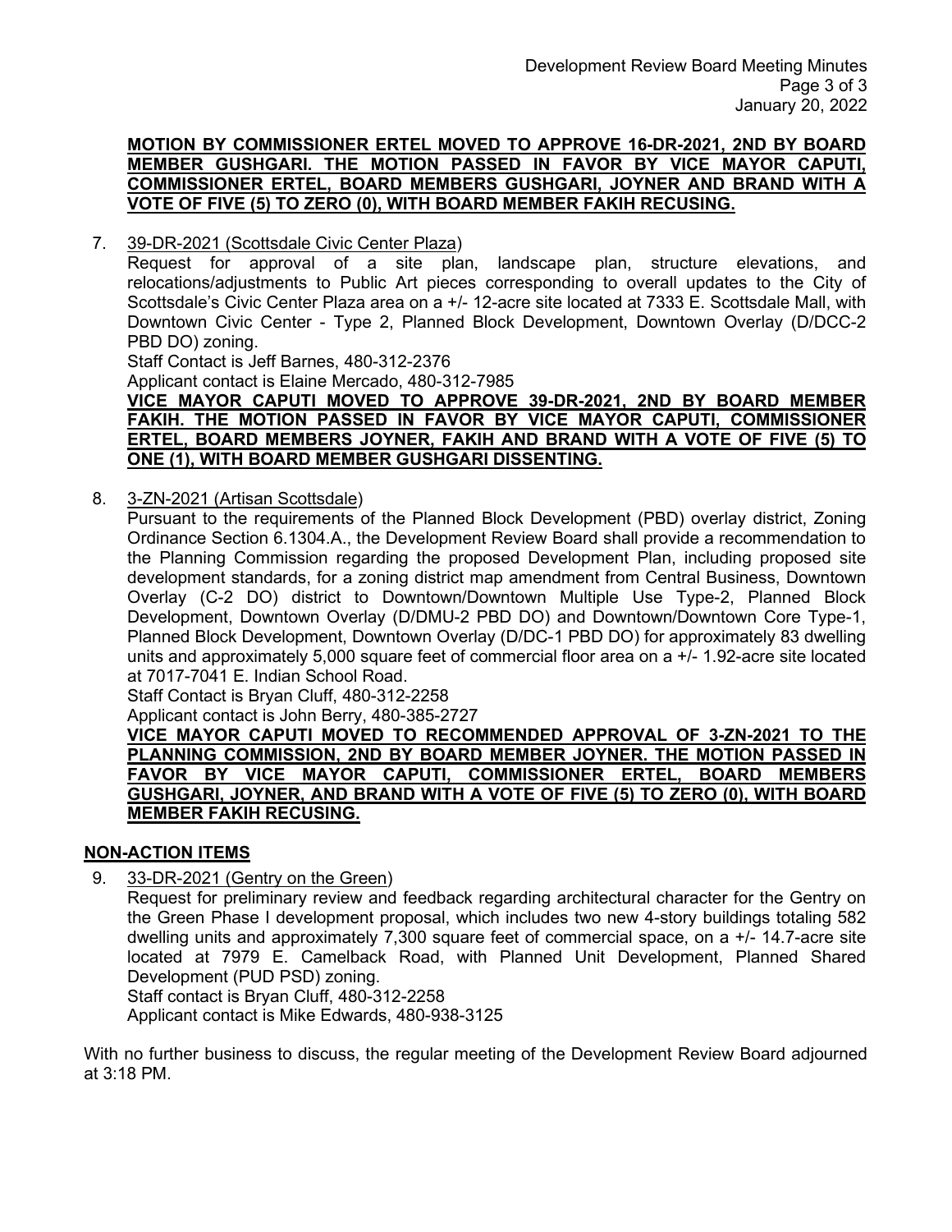**MOTION BY COMMISSIONER ERTEL MOVED TO APPROVE 16-DR-2021, 2ND BY BOARD MEMBER GUSHGARI. THE MOTION PASSED IN FAVOR BY VICE MAYOR CAPUTI, COMMISSIONER ERTEL, BOARD MEMBERS GUSHGARI, JOYNER AND BRAND WITH A VOTE OF FIVE (5) TO ZERO (0), WITH BOARD MEMBER FAKIH RECUSING.**

7. 39-DR-2021 (Scottsdale Civic Center Plaza)
   Request for approval of a site plan, landscape plan, structure elevations, and relocations/adjustments to Public Art pieces corresponding to overall updates to the City of Scottsdale's Civic Center Plaza area on a +/- 12-acre site located at 7333 E. Scottsdale Mall, with Downtown Civic Center - Type 2, Planned Block Development, Downtown Overlay (D/DCC-2 PBD DO) zoning.
   Staff Contact is Jeff Barnes, 480-312-2376
   Applicant contact is Elaine Mercado, 480-312-7985
   **VICE MAYOR CAPUTI MOVED TO APPROVE 39-DR-2021, 2ND BY BOARD MEMBER FAKIH. THE MOTION PASSED IN FAVOR BY VICE MAYOR CAPUTI, COMMISSIONER ERTEL, BOARD MEMBERS JOYNER, FAKIH AND BRAND WITH A VOTE OF FIVE (5) TO ONE (1), WITH BOARD MEMBER GUSHGARI DISSENTING.**

8. 3-ZN-2021 (Artisan Scottsdale)
   Pursuant to the requirements of the Planned Block Development (PBD) overlay district, Zoning Ordinance Section 6.1304.A., the Development Review Board shall provide a recommendation to the Planning Commission regarding the proposed Development Plan, including proposed site development standards, for a zoning district map amendment from Central Business, Downtown Overlay (C-2 DO) district to Downtown/Downtown Multiple Use Type-2, Planned Block Development, Downtown Overlay (D/DMU-2 PBD DO) and Downtown/Downtown Core Type-1, Planned Block Development, Downtown Overlay (D/DC-1 PBD DO) for approximately 83 dwelling units and approximately 5,000 square feet of commercial floor area on a +/- 1.92-acre site located at 7017-7041 E. Indian School Road.
   Staff Contact is Bryan Cluff, 480-312-2258
   Applicant contact is John Berry, 480-385-2727
   **VICE MAYOR CAPUTI MOVED TO RECOMMENDED APPROVAL OF 3-ZN-2021 TO THE PLANNING COMMISSION, 2ND BY BOARD MEMBER JOYNER. THE MOTION PASSED IN FAVOR BY VICE MAYOR CAPUTI, COMMISSIONER ERTEL, BOARD MEMBERS GUSHGARI, JOYNER, AND BRAND WITH A VOTE OF FIVE (5) TO ZERO (0), WITH BOARD MEMBER FAKIH RECUSING.**

## NON-ACTION ITEMS

9. 33-DR-2021 (Gentry on the Green)
   Request for preliminary review and feedback regarding architectural character for the Gentry on the Green Phase I development proposal, which includes two new 4-story buildings totaling 582 dwelling units and approximately 7,300 square feet of commercial space, on a +/- 14.7-acre site located at 7979 E. Camelback Road, with Planned Unit Development, Planned Shared Development (PUD PSD) zoning.
   Staff contact is Bryan Cluff, 480-312-2258
   Applicant contact is Mike Edwards, 480-938-3125

With no further business to discuss, the regular meeting of the Development Review Board adjourned at 3:18 PM.